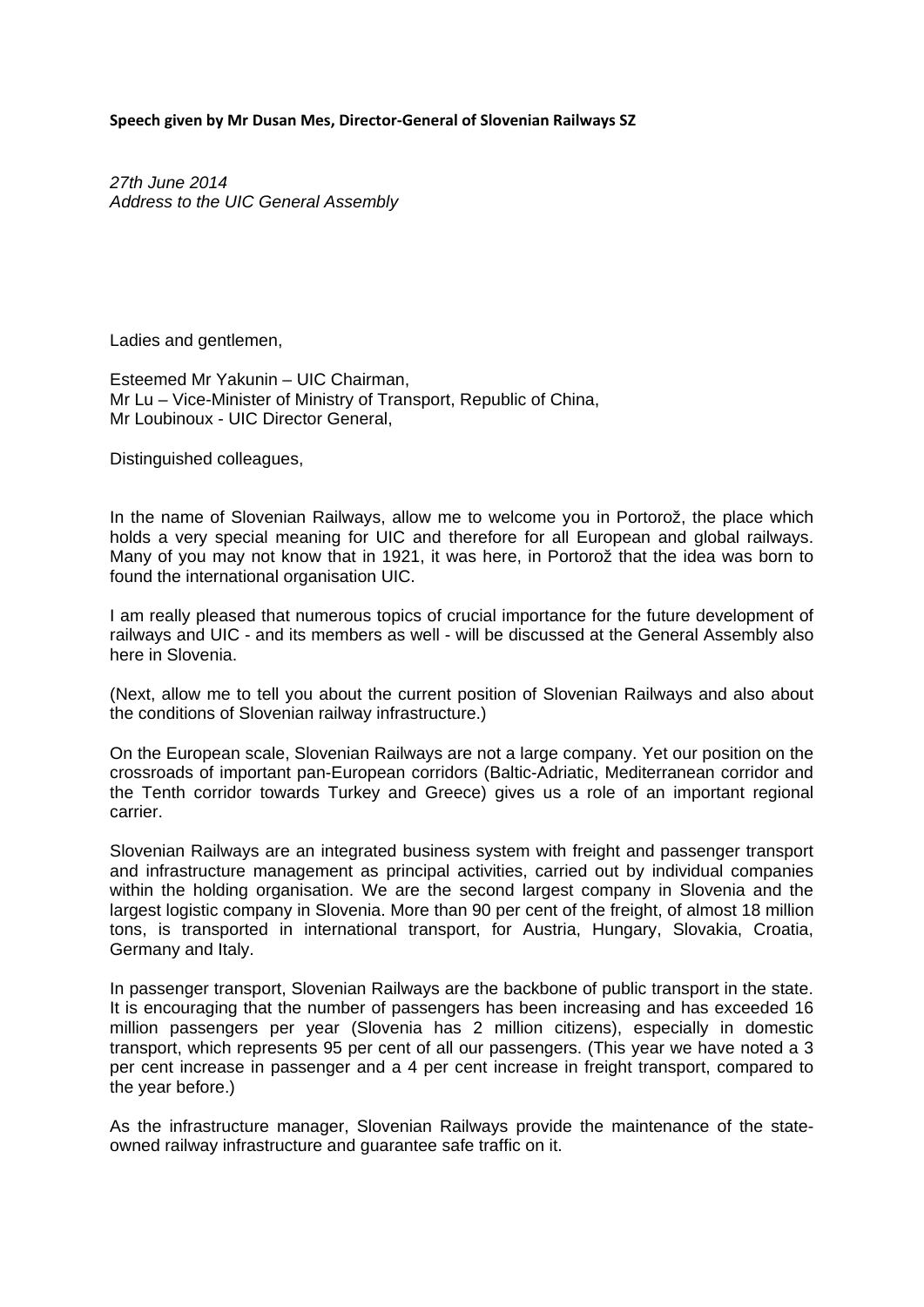**Speech given by Mr Dusan Mes, Director-General of Slovenian Railways SZ**

*27th June 2014*
*Address to the UIC General Assembly*

Ladies and gentlemen,

Esteemed Mr Yakunin – UIC Chairman,
Mr Lu – Vice-Minister of Ministry of Transport, Republic of China,
Mr Loubinoux - UIC Director General,

Distinguished colleagues,

In the name of Slovenian Railways, allow me to welcome you in Portorož, the place which holds a very special meaning for UIC and therefore for all European and global railways. Many of you may not know that in 1921, it was here, in Portorož that the idea was born to found the international organisation UIC.

I am really pleased that numerous topics of crucial importance for the future development of railways and UIC - and its members as well - will be discussed at the General Assembly also here in Slovenia.

(Next, allow me to tell you about the current position of Slovenian Railways and also about the conditions of Slovenian railway infrastructure.)

On the European scale, Slovenian Railways are not a large company. Yet our position on the crossroads of important pan-European corridors (Baltic-Adriatic, Mediterranean corridor and the Tenth corridor towards Turkey and Greece) gives us a role of an important regional carrier.

Slovenian Railways are an integrated business system with freight and passenger transport and infrastructure management as principal activities, carried out by individual companies within the holding organisation. We are the second largest company in Slovenia and the largest logistic company in Slovenia. More than 90 per cent of the freight, of almost 18 million tons, is transported in international transport, for Austria, Hungary, Slovakia, Croatia, Germany and Italy.

In passenger transport, Slovenian Railways are the backbone of public transport in the state. It is encouraging that the number of passengers has been increasing and has exceeded 16 million passengers per year (Slovenia has 2 million citizens), especially in domestic transport, which represents 95 per cent of all our passengers. (This year we have noted a 3 per cent increase in passenger and a 4 per cent increase in freight transport, compared to the year before.)

As the infrastructure manager, Slovenian Railways provide the maintenance of the state-owned railway infrastructure and guarantee safe traffic on it.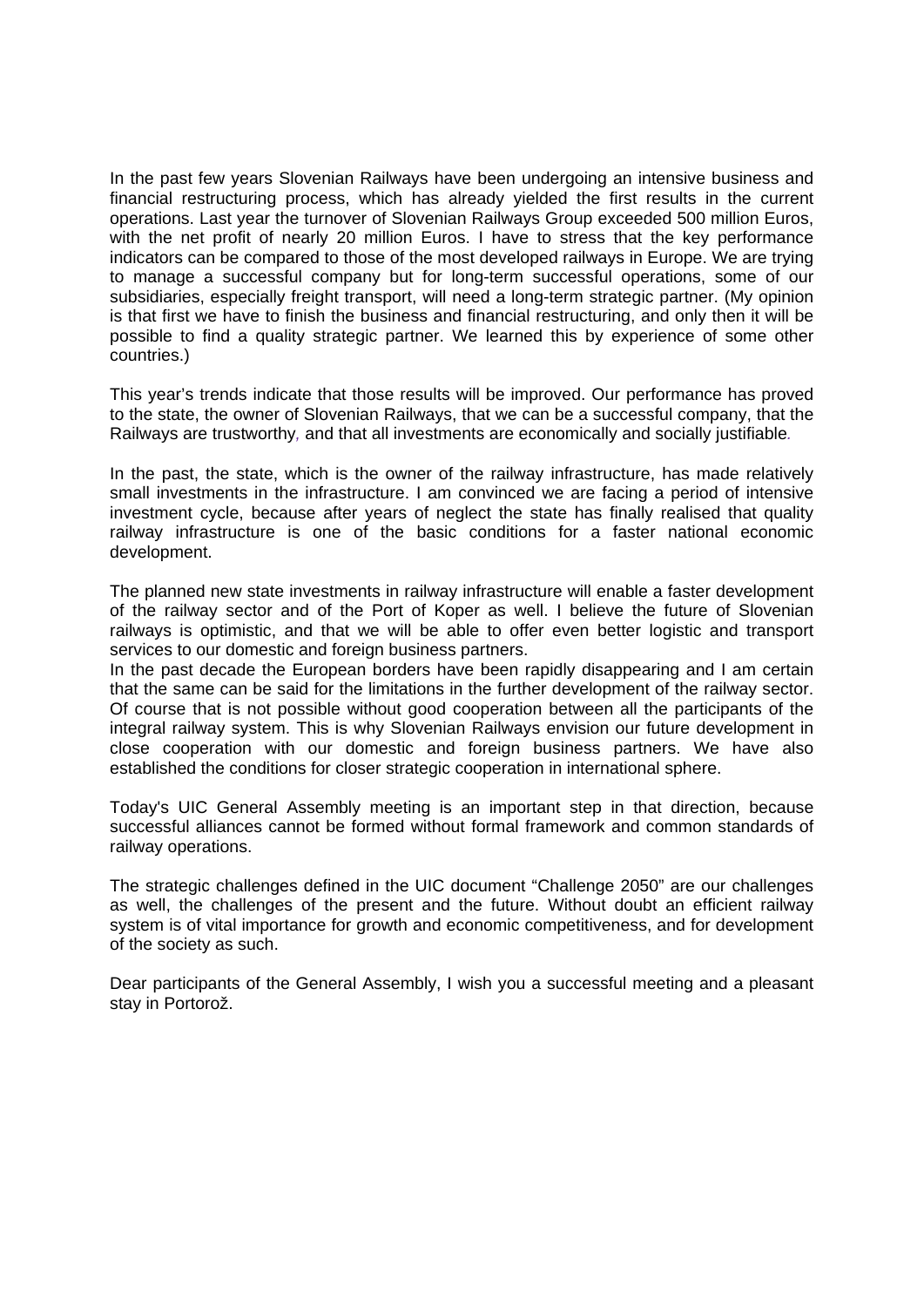In the past few years Slovenian Railways have been undergoing an intensive business and financial restructuring process, which has already yielded the first results in the current operations. Last year the turnover of Slovenian Railways Group exceeded 500 million Euros, with the net profit of nearly 20 million Euros. I have to stress that the key performance indicators can be compared to those of the most developed railways in Europe. We are trying to manage a successful company but for long-term successful operations, some of our subsidiaries, especially freight transport, will need a long-term strategic partner. (My opinion is that first we have to finish the business and financial restructuring, and only then it will be possible to find a quality strategic partner. We learned this by experience of some other countries.)

This year's trends indicate that those results will be improved. Our performance has proved to the state, the owner of Slovenian Railways, that we can be a successful company, that the Railways are trustworthy, and that all investments are economically and socially justifiable.

In the past, the state, which is the owner of the railway infrastructure, has made relatively small investments in the infrastructure. I am convinced we are facing a period of intensive investment cycle, because after years of neglect the state has finally realised that quality railway infrastructure is one of the basic conditions for a faster national economic development.

The planned new state investments in railway infrastructure will enable a faster development of the railway sector and of the Port of Koper as well. I believe the future of Slovenian railways is optimistic, and that we will be able to offer even better logistic and transport services to our domestic and foreign business partners.
In the past decade the European borders have been rapidly disappearing and I am certain that the same can be said for the limitations in the further development of the railway sector. Of course that is not possible without good cooperation between all the participants of the integral railway system. This is why Slovenian Railways envision our future development in close cooperation with our domestic and foreign business partners. We have also established the conditions for closer strategic cooperation in international sphere.

Today's UIC General Assembly meeting is an important step in that direction, because successful alliances cannot be formed without formal framework and common standards of railway operations.

The strategic challenges defined in the UIC document "Challenge 2050" are our challenges as well, the challenges of the present and the future. Without doubt an efficient railway system is of vital importance for growth and economic competitiveness, and for development of the society as such.

Dear participants of the General Assembly, I wish you a successful meeting and a pleasant stay in Portorož.